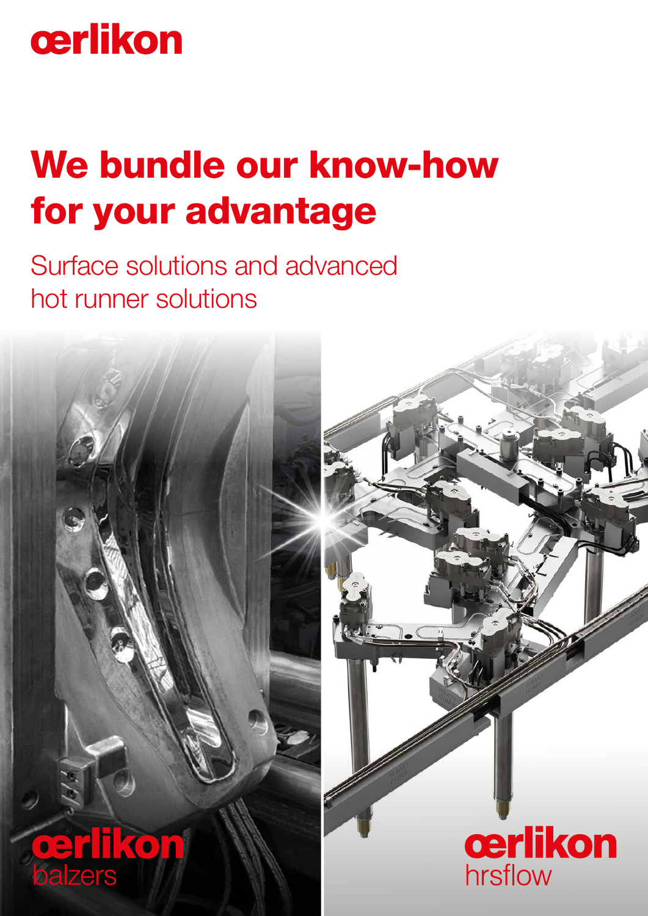oerlikon

# We bundle our know-how for your advantage

## Surface solutions and advanced hot runner solutions

oerlikon balzers

oerlikon hrsflow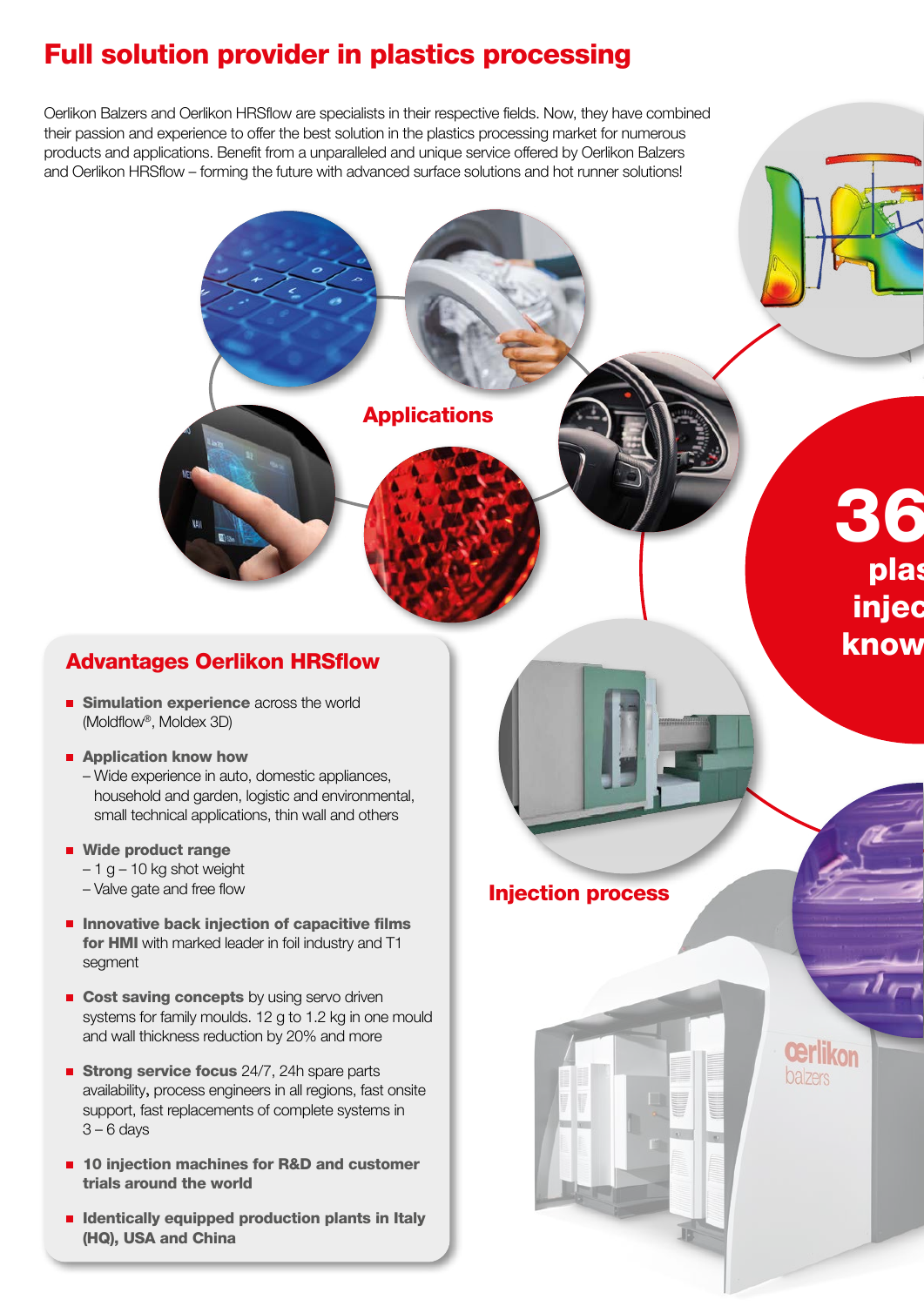# Full solution provider in plastics processing

Oerlikon Balzers and Oerlikon HRSflow are specialists in their respective fields. Now, they have combined their passion and experience to offer the best solution in the plastics processing market for numerous products and applications. Benefit from a unparalleled and unique service offered by Oerlikon Balzers and Oerlikon HRSflow – forming the future with advanced surface solutions and hot runner solutions!

Applications

36
plas
injec
know

## Advantages Oerlikon HRSflow

- **Simulation experience** across the world (Moldflow®, Moldex 3D)
- **Application know how**
  – Wide experience in auto, domestic appliances, household and garden, logistic and environmental, small technical applications, thin wall and others
- **Wide product range**
  – 1 g – 10 kg shot weight
  – Valve gate and free flow
- **Innovative back injection of capacitive films for HMI** with marked leader in foil industry and T1 segment
- **Cost saving concepts** by using servo driven systems for family moulds. 12 g to 1.2 kg in one mould and wall thickness reduction by 20% and more
- **Strong service focus** 24/7, 24h spare parts availability**,** process engineers in all regions, fast onsite support, fast replacements of complete systems in 3 – 6 days
- **10 injection machines for R&D and customer trials around the world**
- **Identically equipped production plants in Italy (HQ), USA and China**

Injection process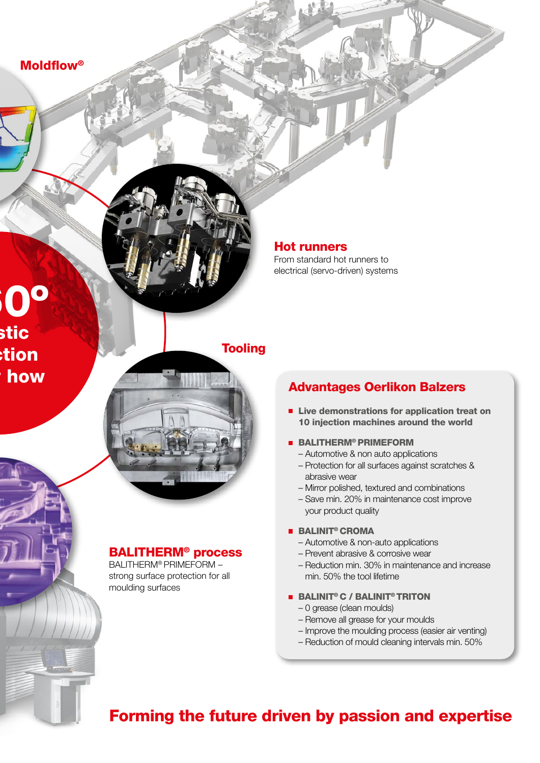**Moldflow®**

**0°**
**stic**
**tion**
**how**

## Hot runners

From standard hot runners to electrical (servo-driven) systems

**Tooling**

## BALITHERM® process

BALITHERM® PRIMEFORM – strong surface protection for all moulding surfaces

## Advantages Oerlikon Balzers

- **Live demonstrations for application treat on 10 injection machines around the world**
- **BALITHERM® PRIMEFORM**
  - Automotive & non auto applications
  - Protection for all surfaces against scratches & abrasive wear
  - Mirror polished, textured and combinations
  - Save min. 20% in maintenance cost improve your product quality
- **BALINIT® CROMA**
  - Automotive & non-auto applications
  - Prevent abrasive & corrosive wear
  - Reduction min. 30% in maintenance and increase min. 50% the tool lifetime
- **BALINIT® C / BALINIT® TRITON**
  - 0 grease (clean moulds)
  - Remove all grease for your moulds
  - Improve the moulding process (easier air venting)
  - Reduction of mould cleaning intervals min. 50%

## Forming the future driven by passion and expertise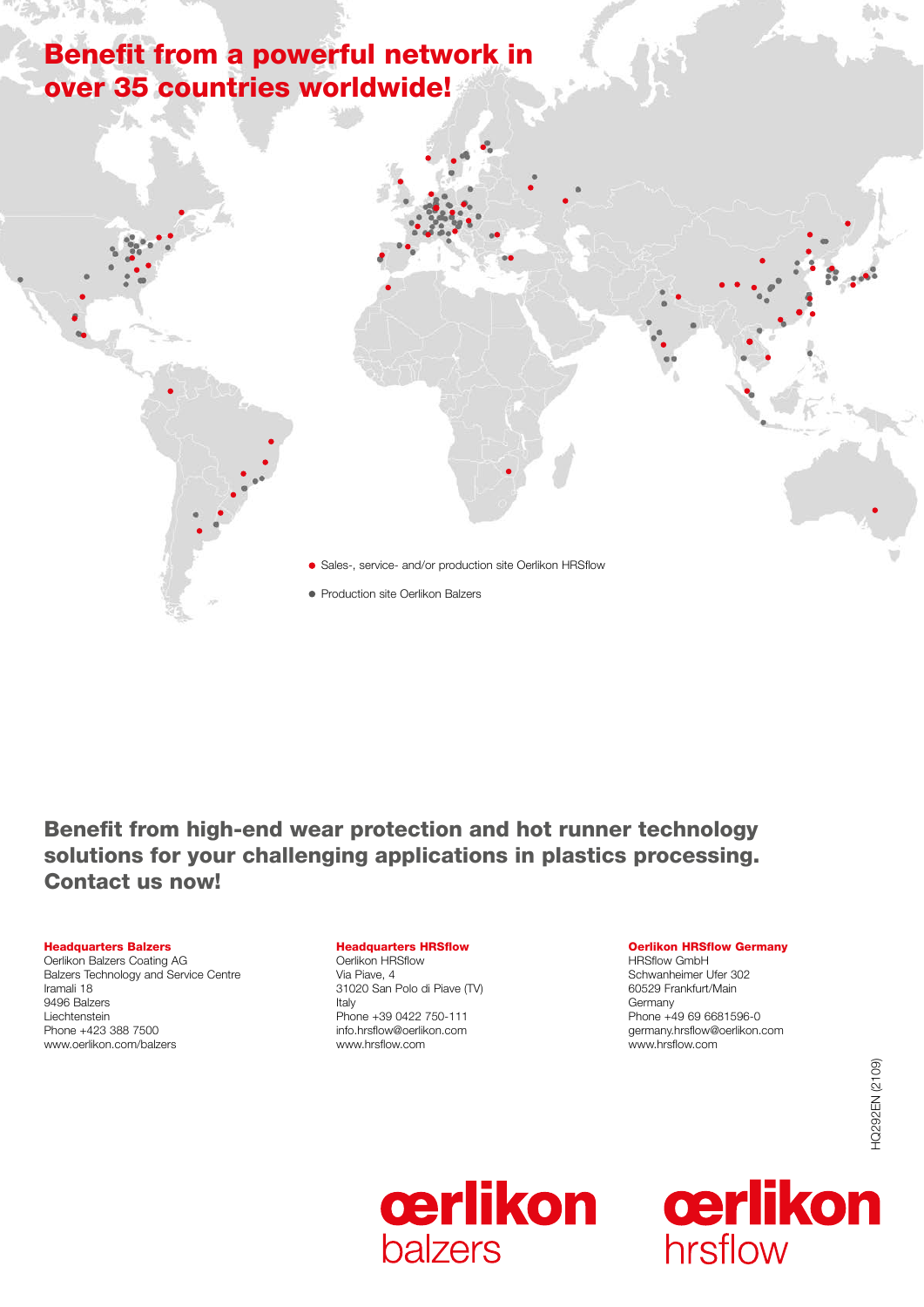# Benefit from a powerful network in over 35 countries worldwide!

● Sales-, service- and/or production site Oerlikon HRSflow

● Production site Oerlikon Balzers

## Benefit from high-end wear protection and hot runner technology solutions for your challenging applications in plastics processing. Contact us now!

**Headquarters Balzers**
Oerlikon Balzers Coating AG
Balzers Technology and Service Centre
Iramali 18
9496 Balzers
Liechtenstein
Phone +423 388 7500
www.oerlikon.com/balzers

**Headquarters HRSflow**
Oerlikon HRSflow
Via Piave, 4
31020 San Polo di Piave (TV)
Italy
Phone +39 0422 750-111
info.hrsflow@oerlikon.com
www.hrsflow.com

**Oerlikon HRSflow Germany**
HRSflow GmbH
Schwanheimer Ufer 302
60529 Frankfurt/Main
Germany
Phone +49 69 6681596-0
germany.hrsflow@oerlikon.com
www.hrsflow.com

HQ292EN (2109)

oerlikon balzers

oerlikon hrsflow